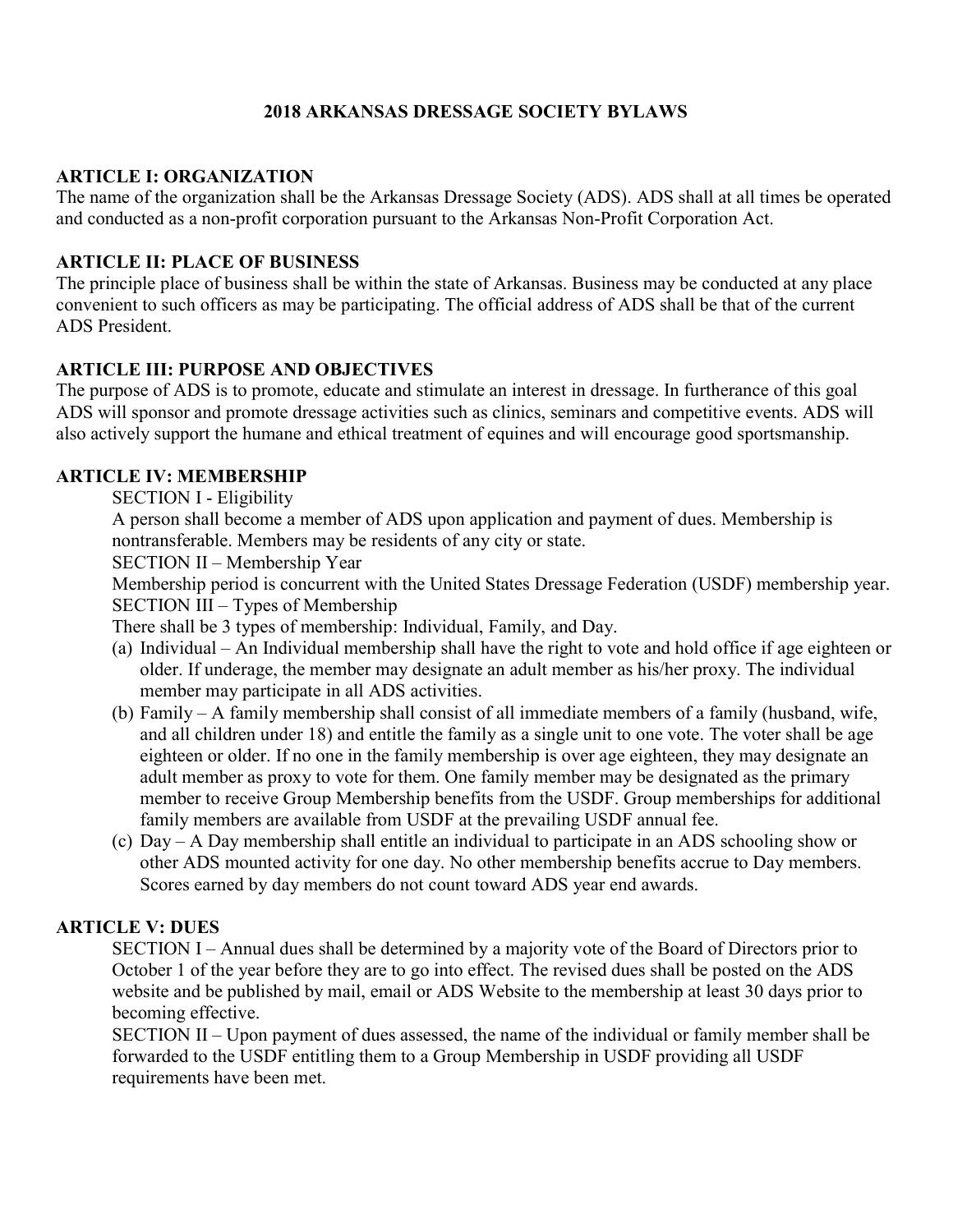# 2018 ARKANSAS DRESSAGE SOCIETY BYLAWS

## ARTICLE I: ORGANIZATION

The name of the organization shall be the Arkansas Dressage Society (ADS). ADS shall at all times be operated and conducted as a non-profit corporation pursuant to the Arkansas Non-Profit Corporation Act.

## ARTICLE II: PLACE OF BUSINESS

The principle place of business shall be within the state of Arkansas. Business may be conducted at any place convenient to such officers as may be participating. The official address of ADS shall be that of the current ADS President.

## ARTICLE III: PURPOSE AND OBJECTIVES

The purpose of ADS is to promote, educate and stimulate an interest in dressage. In furtherance of this goal ADS will sponsor and promote dressage activities such as clinics, seminars and competitive events. ADS will also actively support the humane and ethical treatment of equines and will encourage good sportsmanship.

## ARTICLE IV: MEMBERSHIP

SECTION I - Eligibility

A person shall become a member of ADS upon application and payment of dues. Membership is nontransferable. Members may be residents of any city or state.

SECTION II – Membership Year

Membership period is concurrent with the United States Dressage Federation (USDF) membership year.

SECTION III – Types of Membership

There shall be 3 types of membership: Individual, Family, and Day.

(a) Individual – An Individual membership shall have the right to vote and hold office if age eighteen or older. If underage, the member may designate an adult member as his/her proxy. The individual member may participate in all ADS activities.

(b) Family – A family membership shall consist of all immediate members of a family (husband, wife, and all children under 18) and entitle the family as a single unit to one vote. The voter shall be age eighteen or older. If no one in the family membership is over age eighteen, they may designate an adult member as proxy to vote for them. One family member may be designated as the primary member to receive Group Membership benefits from the USDF. Group memberships for additional family members are available from USDF at the prevailing USDF annual fee.

(c) Day – A Day membership shall entitle an individual to participate in an ADS schooling show or other ADS mounted activity for one day. No other membership benefits accrue to Day members. Scores earned by day members do not count toward ADS year end awards.

## ARTICLE V: DUES

SECTION I – Annual dues shall be determined by a majority vote of the Board of Directors prior to October 1 of the year before they are to go into effect. The revised dues shall be posted on the ADS website and be published by mail, email or ADS Website to the membership at least 30 days prior to becoming effective.

SECTION II – Upon payment of dues assessed, the name of the individual or family member shall be forwarded to the USDF entitling them to a Group Membership in USDF providing all USDF requirements have been met.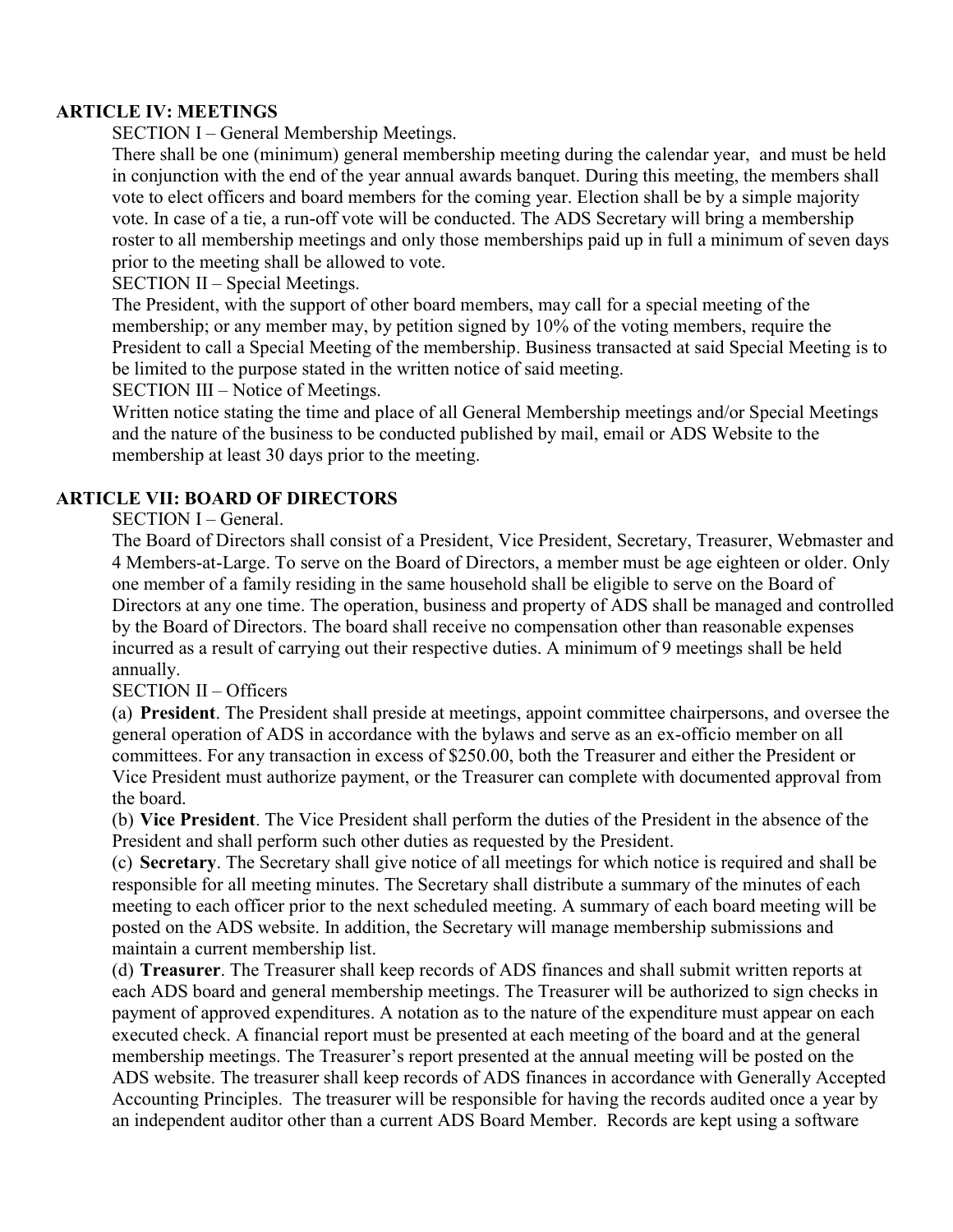## ARTICLE IV: MEETINGS

SECTION I – General Membership Meetings.

There shall be one (minimum) general membership meeting during the calendar year, and must be held in conjunction with the end of the year annual awards banquet. During this meeting, the members shall vote to elect officers and board members for the coming year. Election shall be by a simple majority vote. In case of a tie, a run-off vote will be conducted. The ADS Secretary will bring a membership roster to all membership meetings and only those memberships paid up in full a minimum of seven days prior to the meeting shall be allowed to vote.

SECTION II – Special Meetings.

The President, with the support of other board members, may call for a special meeting of the membership; or any member may, by petition signed by 10% of the voting members, require the President to call a Special Meeting of the membership. Business transacted at said Special Meeting is to be limited to the purpose stated in the written notice of said meeting.

SECTION III – Notice of Meetings.

Written notice stating the time and place of all General Membership meetings and/or Special Meetings and the nature of the business to be conducted published by mail, email or ADS Website to the membership at least 30 days prior to the meeting.

## ARTICLE VII: BOARD OF DIRECTORS

SECTION I – General.

The Board of Directors shall consist of a President, Vice President, Secretary, Treasurer, Webmaster and 4 Members-at-Large. To serve on the Board of Directors, a member must be age eighteen or older. Only one member of a family residing in the same household shall be eligible to serve on the Board of Directors at any one time. The operation, business and property of ADS shall be managed and controlled by the Board of Directors. The board shall receive no compensation other than reasonable expenses incurred as a result of carrying out their respective duties. A minimum of 9 meetings shall be held annually.

SECTION II – Officers

(a) **President**. The President shall preside at meetings, appoint committee chairpersons, and oversee the general operation of ADS in accordance with the bylaws and serve as an ex-officio member on all committees. For any transaction in excess of $250.00, both the Treasurer and either the President or Vice President must authorize payment, or the Treasurer can complete with documented approval from the board.

(b) **Vice President**. The Vice President shall perform the duties of the President in the absence of the President and shall perform such other duties as requested by the President.

(c) **Secretary**. The Secretary shall give notice of all meetings for which notice is required and shall be responsible for all meeting minutes. The Secretary shall distribute a summary of the minutes of each meeting to each officer prior to the next scheduled meeting. A summary of each board meeting will be posted on the ADS website. In addition, the Secretary will manage membership submissions and maintain a current membership list.

(d) **Treasurer**. The Treasurer shall keep records of ADS finances and shall submit written reports at each ADS board and general membership meetings. The Treasurer will be authorized to sign checks in payment of approved expenditures. A notation as to the nature of the expenditure must appear on each executed check. A financial report must be presented at each meeting of the board and at the general membership meetings. The Treasurer's report presented at the annual meeting will be posted on the ADS website. The treasurer shall keep records of ADS finances in accordance with Generally Accepted Accounting Principles. The treasurer will be responsible for having the records audited once a year by an independent auditor other than a current ADS Board Member. Records are kept using a software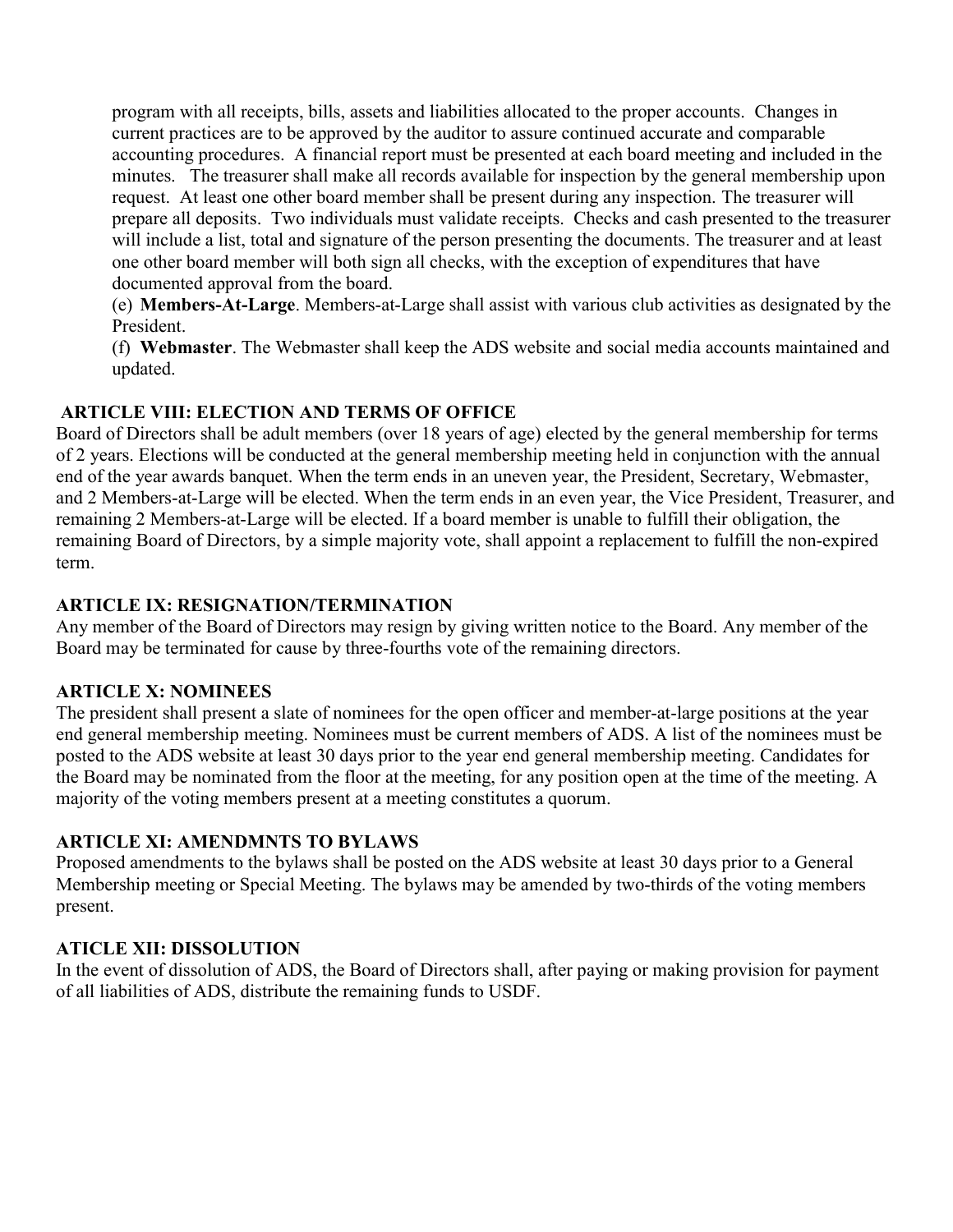program with all receipts, bills, assets and liabilities allocated to the proper accounts. Changes in current practices are to be approved by the auditor to assure continued accurate and comparable accounting procedures. A financial report must be presented at each board meeting and included in the minutes. The treasurer shall make all records available for inspection by the general membership upon request. At least one other board member shall be present during any inspection. The treasurer will prepare all deposits. Two individuals must validate receipts. Checks and cash presented to the treasurer will include a list, total and signature of the person presenting the documents. The treasurer and at least one other board member will both sign all checks, with the exception of expenditures that have documented approval from the board.

(e) **Members-At-Large**. Members-at-Large shall assist with various club activities as designated by the President.

(f) **Webmaster**. The Webmaster shall keep the ADS website and social media accounts maintained and updated.

### ARTICLE VIII: ELECTION AND TERMS OF OFFICE

Board of Directors shall be adult members (over 18 years of age) elected by the general membership for terms of 2 years. Elections will be conducted at the general membership meeting held in conjunction with the annual end of the year awards banquet. When the term ends in an uneven year, the President, Secretary, Webmaster, and 2 Members-at-Large will be elected. When the term ends in an even year, the Vice President, Treasurer, and remaining 2 Members-at-Large will be elected. If a board member is unable to fulfill their obligation, the remaining Board of Directors, by a simple majority vote, shall appoint a replacement to fulfill the non-expired term.

### ARTICLE IX: RESIGNATION/TERMINATION

Any member of the Board of Directors may resign by giving written notice to the Board. Any member of the Board may be terminated for cause by three-fourths vote of the remaining directors.

### ARTICLE X: NOMINEES

The president shall present a slate of nominees for the open officer and member-at-large positions at the year end general membership meeting. Nominees must be current members of ADS. A list of the nominees must be posted to the ADS website at least 30 days prior to the year end general membership meeting. Candidates for the Board may be nominated from the floor at the meeting, for any position open at the time of the meeting. A majority of the voting members present at a meeting constitutes a quorum.

### ARTICLE XI: AMENDMNTS TO BYLAWS

Proposed amendments to the bylaws shall be posted on the ADS website at least 30 days prior to a General Membership meeting or Special Meeting. The bylaws may be amended by two-thirds of the voting members present.

### ATICLE XII: DISSOLUTION

In the event of dissolution of ADS, the Board of Directors shall, after paying or making provision for payment of all liabilities of ADS, distribute the remaining funds to USDF.